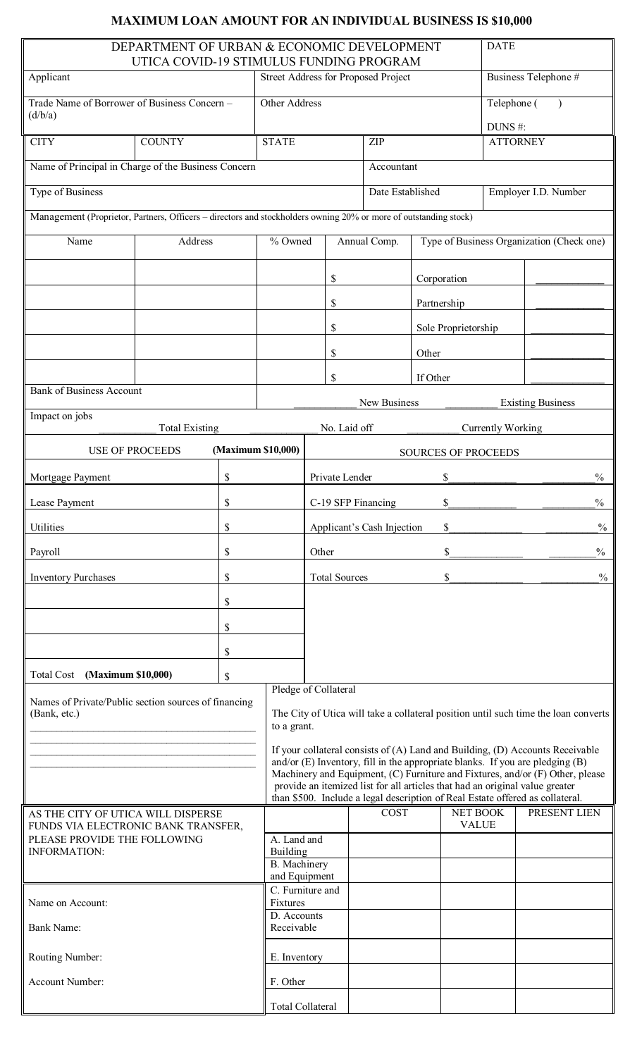# MAXIMUM LOAN AMOUNT FOR AN INDIVIDUAL BUSINESS IS $10,000

| DEPARTMENT OF URBAN & ECONOMIC DEVELOPMENT<br>UTICA COVID-19 STIMULUS FUNDING PROGRAM | | | DATE |
|---|---|---|---|
| Applicant | Street Address for Proposed Project | | Business Telephone # |
| Trade Name of Borrower of Business Concern – (d/b/a) | Other Address | | Telephone (   )<br>DUNS #: |
| CITY | COUNTY | STATE | ZIP | ATTORNEY |
| Name of Principal in Charge of the Business Concern | | Accountant | |
| Type of Business | | Date Established | Employer I.D. Number |

Management (Proprietor, Partners, Officers – directors and stockholders owning 20% or more of outstanding stock)

| Name | Address | % Owned | Annual Comp. | Type of Business Organization (Check one) | |
|---|---|---|---|---|---|
| | | | $ | Corporation | ____________ |
| | | | $ | Partnership | ____________ |
| | | | $ | Sole Proprietorship | ____________ |
| | | | $ | Other | ____________ |
| | | | $ | If Other | ____________ |

Bank of Business Account

__________ New Business __________ Existing Business

Impact on jobs

__________ Total Existing __________ No. Laid off __________ Currently Working

| USE OF PROCEEDS (Maximum $10,000) | | SOURCES OF PROCEEDS | | |
|---|---|---|---|---|
| Mortgage Payment | $ | Private Lender | $____________ | ________% |
| Lease Payment | $ | C-19 SFP Financing | $____________ | ________% |
| Utilities | $ | Applicant's Cash Injection | $____________ | ________% |
| Payroll | $ | Other | $____________ | ________% |
| Inventory Purchases | $ | Total Sources | $____________ | ________% |
| | $ | | | |
| | $ | | | |
| | $ | | | |
| Total Cost (Maximum $10,000) | $ | | | |

Names of Private/Public section sources of financing (Bank, etc.)

________________________________________

________________________________________

________________________________________

________________________________________

**Pledge of Collateral**

The City of Utica will take a collateral position until such time the loan converts to a grant.

If your collateral consists of (A) Land and Building, (D) Accounts Receivable and/or (E) Inventory, fill in the appropriate blanks. If you are pledging (B) Machinery and Equipment, (C) Furniture and Fixtures, and/or (F) Other, please provide an itemized list for all articles that had an original value greater than $500. Include a legal description of Real Estate offered as collateral.

AS THE CITY OF UTICA WILL DISPERSE FUNDS VIA ELECTRONIC BANK TRANSFER, PLEASE PROVIDE THE FOLLOWING INFORMATION:

Name on Account:

Bank Name:

Routing Number:

Account Number:

| | COST | NET BOOK VALUE | PRESENT LIEN |
|---|---|---|---|
| A. Land and Building | | | |
| B. Machinery and Equipment | | | |
| C. Furniture and Fixtures | | | |
| D. Accounts Receivable | | | |
| E. Inventory | | | |
| F. Other | | | |
| Total Collateral | | | |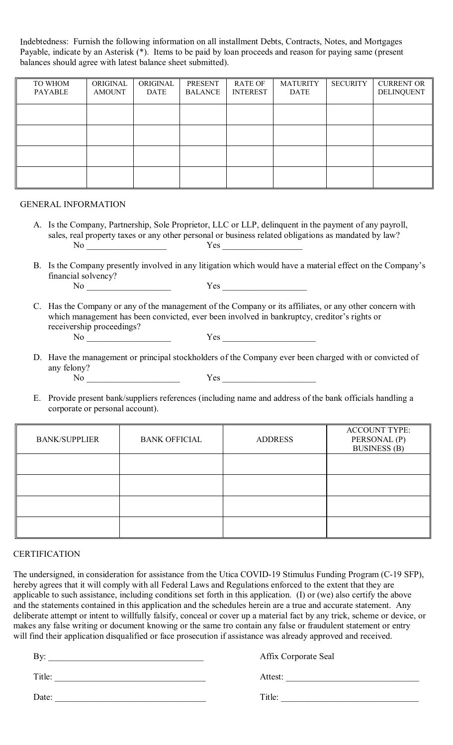Indebtedness: Furnish the following information on all installment Debts, Contracts, Notes, and Mortgages Payable, indicate by an Asterisk (*). Items to be paid by loan proceeds and reason for paying same (present balances should agree with latest balance sheet submitted).

| TO WHOM PAYABLE | ORIGINAL AMOUNT | ORIGINAL DATE | PRESENT BALANCE | RATE OF INTEREST | MATURITY DATE | SECURITY | CURRENT OR DELINQUENT |
|---|---|---|---|---|---|---|---|
| | | | | | | | |
| | | | | | | | |
| | | | | | | | |
| | | | | | | | |

GENERAL INFORMATION

A. Is the Company, Partnership, Sole Proprietor, LLC or LLP, delinquent in the payment of any payroll, sales, real property taxes or any other personal or business related obligations as mandated by law?
   No __________________ Yes __________________

B. Is the Company presently involved in any litigation which would have a material effect on the Company's financial solvency?
   No ___________________ Yes ___________________

C. Has the Company or any of the management of the Company or its affiliates, or any other concern with which management has been convicted, ever been involved in bankruptcy, creditor's rights or receivership proceedings?
   No ___________________ Yes _____________________

D. Have the management or principal stockholders of the Company ever been charged with or convicted of any felony?
   No _____________________ Yes _____________________

E. Provide present bank/suppliers references (including name and address of the bank officials handling a corporate or personal account).

| BANK/SUPPLIER | BANK OFFICIAL | ADDRESS | ACCOUNT TYPE: PERSONAL (P) BUSINESS (B) |
|---|---|---|---|
| | | | |
| | | | |
| | | | |
| | | | |

CERTIFICATION

The undersigned, in consideration for assistance from the Utica COVID-19 Stimulus Funding Program (C-19 SFP), hereby agrees that it will comply with all Federal Laws and Regulations enforced to the extent that they are applicable to such assistance, including conditions set forth in this application. (I) or (we) also certify the above and the statements contained in this application and the schedules herein are a true and accurate statement. Any deliberate attempt or intent to willfully falsify, conceal or cover up a material fact by any trick, scheme or device, or makes any false writing or document knowing or the same tro contain any false or fraudulent statement or entry will find their application disqualified or face prosecution if assistance was already approved and received.

By: ___________________________________ Affix Corporate Seal

Title: _________________________________ Attest: ______________________________

Date: _________________________________ Title: ______________________________